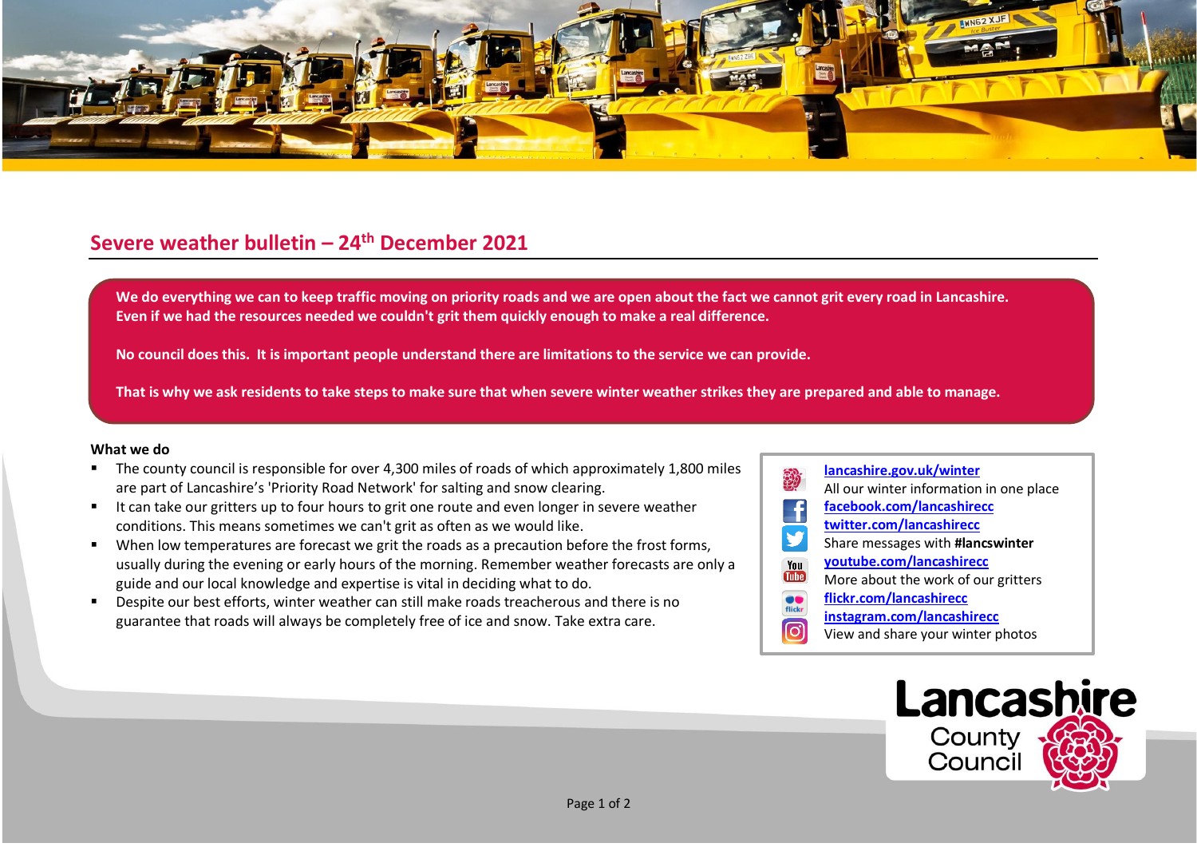# Severe weather bulletin – 24th December 2021

**We do everything we can to keep traffic moving on priority roads and we are open about the fact we cannot grit every road in Lancashire. Even if we had the resources needed we couldn't grit them quickly enough to make a real difference.**

**No council does this. It is important people understand there are limitations to the service we can provide.**

**That is why we ask residents to take steps to make sure that when severe winter weather strikes they are prepared and able to manage.**

**What we do**

- The county council is responsible for over 4,300 miles of roads of which approximately 1,800 miles are part of Lancashire's 'Priority Road Network' for salting and snow clearing.
- It can take our gritters up to four hours to grit one route and even longer in severe weather conditions. This means sometimes we can't grit as often as we would like.
- When low temperatures are forecast we grit the roads as a precaution before the frost forms, usually during the evening or early hours of the morning. Remember weather forecasts are only a guide and our local knowledge and expertise is vital in deciding what to do.
- Despite our best efforts, winter weather can still make roads treacherous and there is no guarantee that roads will always be completely free of ice and snow. Take extra care.

[lancashire.gov.uk/winter](lancashire.gov.uk/winter)
All our winter information in one place
[facebook.com/lancashirecc](facebook.com/lancashirecc)
[twitter.com/lancashirecc](twitter.com/lancashirecc)
Share messages with **#lancswinter**
[youtube.com/lancashirecc](youtube.com/lancashirecc)
More about the work of our gritters
[flickr.com/lancashirecc](flickr.com/lancashirecc)
[instagram.com/lancashirecc](instagram.com/lancashirecc)
View and share your winter photos

Lancashire County Council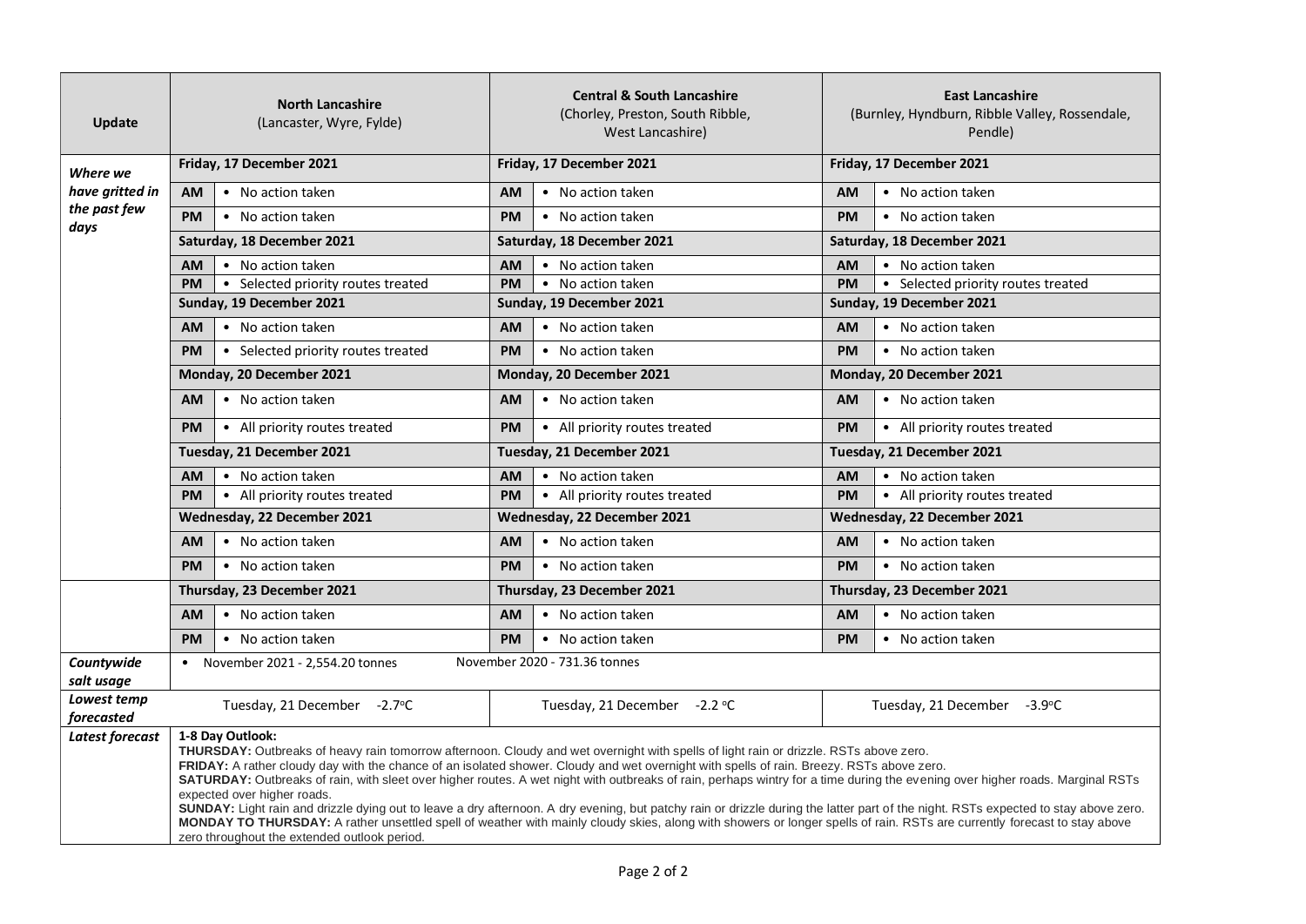| Update | North Lancashire (Lancaster, Wyre, Fylde) | | Central & South Lancashire (Chorley, Preston, South Ribble, West Lancashire) | | East Lancashire (Burnley, Hyndburn, Ribble Valley, Rossendale, Pendle) | |
|---|---|---|---|---|---|---|
| ***Where we have gritted in the past few days*** | **Friday, 17 December 2021** | | **Friday, 17 December 2021** | | **Friday, 17 December 2021** | |
| | **AM** | • No action taken | **AM** | • No action taken | **AM** | • No action taken |
| | **PM** | • No action taken | **PM** | • No action taken | **PM** | • No action taken |
| | **Saturday, 18 December 2021** | | **Saturday, 18 December 2021** | | **Saturday, 18 December 2021** | |
| | **AM** | • No action taken | **AM** | • No action taken | **AM** | • No action taken |
| | **PM** | • Selected priority routes treated | **PM** | • No action taken | **PM** | • Selected priority routes treated |
| | **Sunday, 19 December 2021** | | **Sunday, 19 December 2021** | | **Sunday, 19 December 2021** | |
| | **AM** | • No action taken | **AM** | • No action taken | **AM** | • No action taken |
| | **PM** | • Selected priority routes treated | **PM** | • No action taken | **PM** | • No action taken |
| | **Monday, 20 December 2021** | | **Monday, 20 December 2021** | | **Monday, 20 December 2021** | |
| | **AM** | • No action taken | **AM** | • No action taken | **AM** | • No action taken |
| | **PM** | • All priority routes treated | **PM** | • All priority routes treated | **PM** | • All priority routes treated |
| | **Tuesday, 21 December 2021** | | **Tuesday, 21 December 2021** | | **Tuesday, 21 December 2021** | |
| | **AM** | • No action taken | **AM** | • No action taken | **AM** | • No action taken |
| | **PM** | • All priority routes treated | **PM** | • All priority routes treated | **PM** | • All priority routes treated |
| | **Wednesday, 22 December 2021** | | **Wednesday, 22 December 2021** | | **Wednesday, 22 December 2021** | |
| | **AM** | • No action taken | **AM** | • No action taken | **AM** | • No action taken |
| | **PM** | • No action taken | **PM** | • No action taken | **PM** | • No action taken |
| | **Thursday, 23 December 2021** | | **Thursday, 23 December 2021** | | **Thursday, 23 December 2021** | |
| | **AM** | • No action taken | **AM** | • No action taken | **AM** | • No action taken |
| | **PM** | • No action taken | **PM** | • No action taken | **PM** | • No action taken |
| ***Countywide salt usage*** | • November 2021 - 2,554.20 tonnes | | November 2020 - 731.36 tonnes | | | |
| ***Lowest temp forecasted*** | Tuesday, 21 December -2.7°C | | Tuesday, 21 December -2.2 °C | | Tuesday, 21 December -3.9°C | |
| ***Latest forecast*** | **1-8 Day Outlook:**<br>**THURSDAY:** Outbreaks of heavy rain tomorrow afternoon. Cloudy and wet overnight with spells of light rain or drizzle. RSTs above zero.<br>**FRIDAY:** A rather cloudy day with the chance of an isolated shower. Cloudy and wet overnight with spells of rain. Breezy. RSTs above zero.<br>**SATURDAY:** Outbreaks of rain, with sleet over higher routes. A wet night with outbreaks of rain, perhaps wintry for a time during the evening over higher roads. Marginal RSTs expected over higher roads.<br>**SUNDAY:** Light rain and drizzle dying out to leave a dry afternoon. A dry evening, but patchy rain or drizzle during the latter part of the night. RSTs expected to stay above zero.<br>**MONDAY TO THURSDAY:** A rather unsettled spell of weather with mainly cloudy skies, along with showers or longer spells of rain. RSTs are currently forecast to stay above zero throughout the extended outlook period. | | | | | |